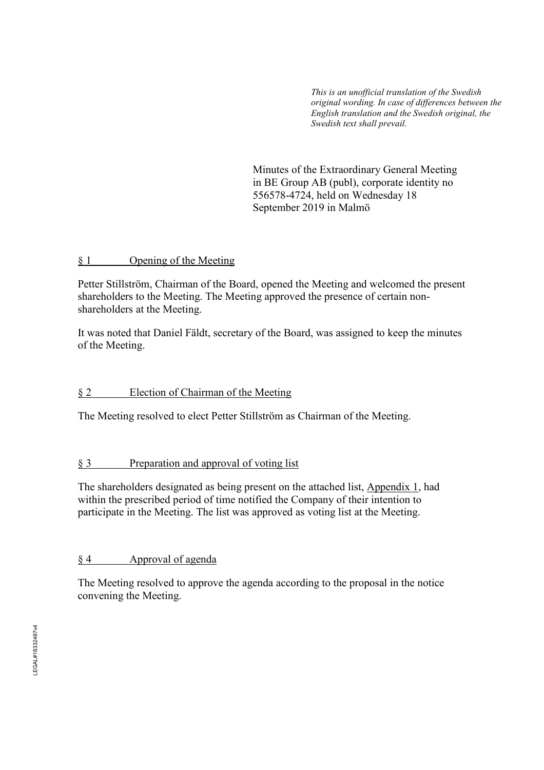*This is an unofficial translation of the Swedish original wording. In case of differences between the English translation and the Swedish original, the Swedish text shall prevail.*

Minutes of the Extraordinary General Meeting in BE Group AB (publ), corporate identity no 556578-4724, held on Wednesday 18 September 2019 in Malmö

## § 1 Opening of the Meeting

Petter Stillström, Chairman of the Board, opened the Meeting and welcomed the present shareholders to the Meeting. The Meeting approved the presence of certain non-shareholders at the Meeting.

It was noted that Daniel Fäldt, secretary of the Board, was assigned to keep the minutes of the Meeting.

## § 2 Election of Chairman of the Meeting

The Meeting resolved to elect Petter Stillström as Chairman of the Meeting.

## § 3 Preparation and approval of voting list

The shareholders designated as being present on the attached list, Appendix 1, had within the prescribed period of time notified the Company of their intention to participate in the Meeting. The list was approved as voting list at the Meeting.

## § 4 Approval of agenda

The Meeting resolved to approve the agenda according to the proposal in the notice convening the Meeting.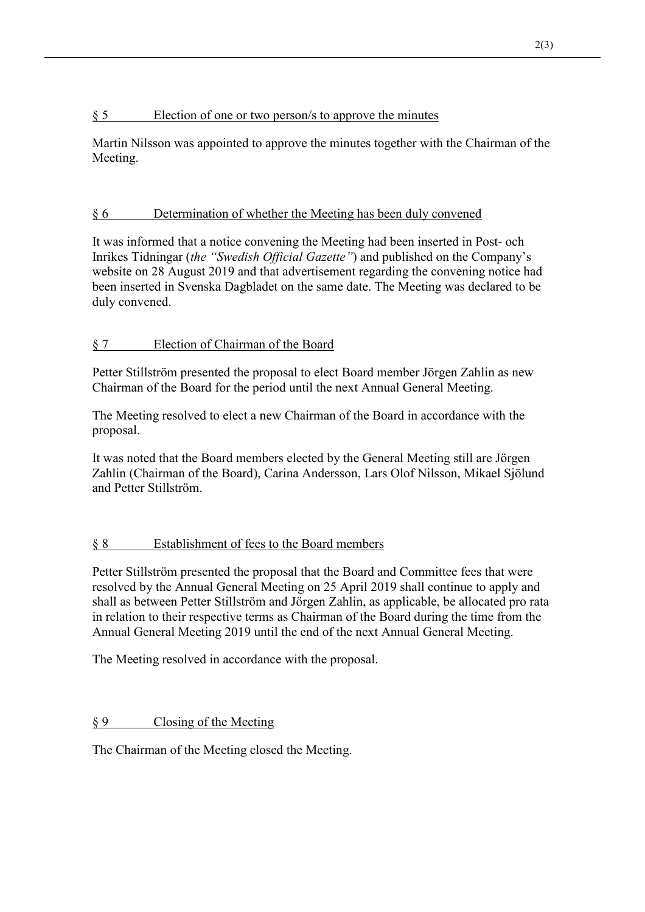## § 5 Election of one or two person/s to approve the minutes

Martin Nilsson was appointed to approve the minutes together with the Chairman of the Meeting.

## § 6 Determination of whether the Meeting has been duly convened

It was informed that a notice convening the Meeting had been inserted in Post- och Inrikes Tidningar (*the "Swedish Official Gazette"*) and published on the Company's website on 28 August 2019 and that advertisement regarding the convening notice had been inserted in Svenska Dagbladet on the same date. The Meeting was declared to be duly convened.

## § 7 Election of Chairman of the Board

Petter Stillström presented the proposal to elect Board member Jörgen Zahlin as new Chairman of the Board for the period until the next Annual General Meeting.

The Meeting resolved to elect a new Chairman of the Board in accordance with the proposal.

It was noted that the Board members elected by the General Meeting still are Jörgen Zahlin (Chairman of the Board), Carina Andersson, Lars Olof Nilsson, Mikael Sjölund and Petter Stillström.

## § 8 Establishment of fees to the Board members

Petter Stillström presented the proposal that the Board and Committee fees that were resolved by the Annual General Meeting on 25 April 2019 shall continue to apply and shall as between Petter Stillström and Jörgen Zahlin, as applicable, be allocated pro rata in relation to their respective terms as Chairman of the Board during the time from the Annual General Meeting 2019 until the end of the next Annual General Meeting.

The Meeting resolved in accordance with the proposal.

## § 9 Closing of the Meeting

The Chairman of the Meeting closed the Meeting.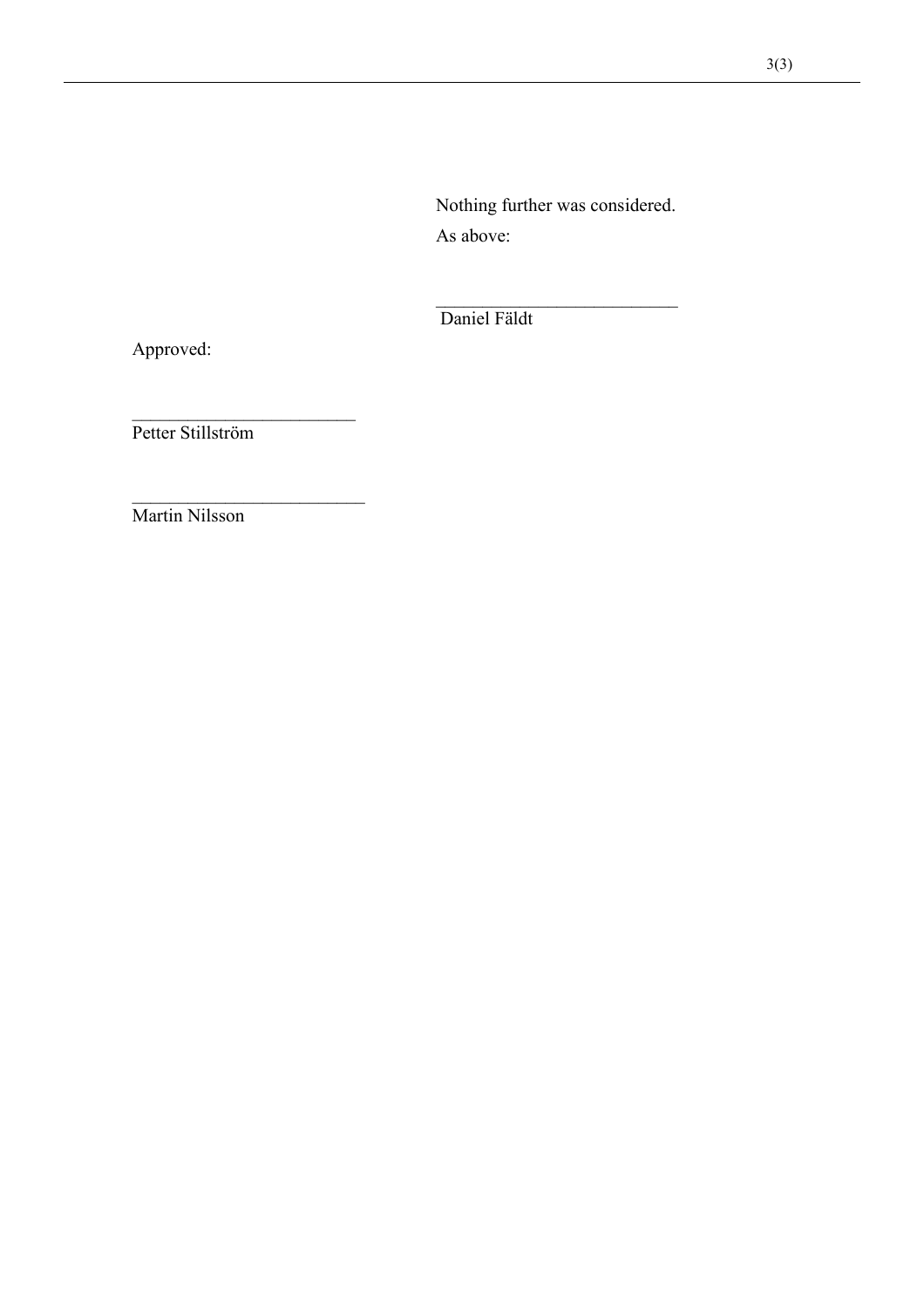Nothing further was considered.

As above:

\_\_\_\_\_\_\_\_\_\_\_\_\_\_\_\_\_\_\_\_\_\_\_\_\_\_

Daniel Fäldt

Approved:

\_\_\_\_\_\_\_\_\_\_\_\_\_\_\_\_\_\_\_\_\_\_\_\_

Petter Stillström

\_\_\_\_\_\_\_\_\_\_\_\_\_\_\_\_\_\_\_\_\_\_\_\_\_

Martin Nilsson